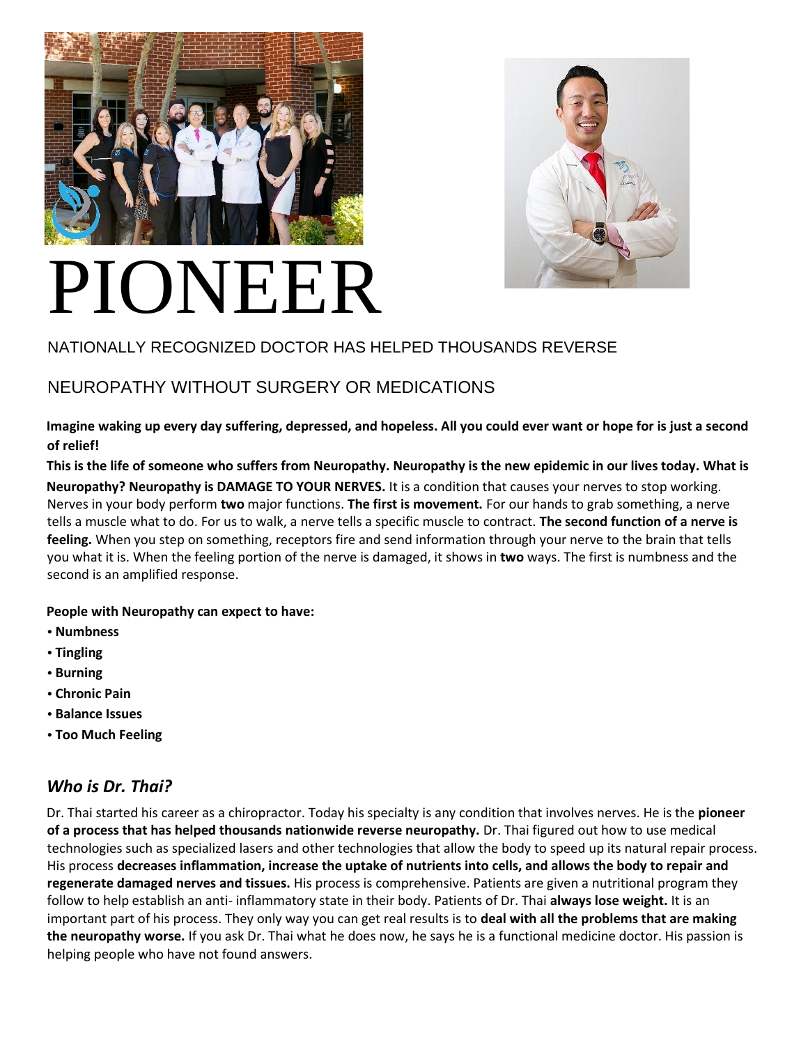# PIONEER

## NATIONALLY RECOGNIZED DOCTOR HAS HELPED THOUSANDS REVERSE NEUROPATHY WITHOUT SURGERY OR MEDICATIONS

**Imagine waking up every day suffering, depressed, and hopeless. All you could ever want or hope for is just a second of relief!**

**This is the life of someone who suffers from Neuropathy. Neuropathy is the new epidemic in our lives today. What is Neuropathy? Neuropathy is DAMAGE TO YOUR NERVES.** It is a condition that causes your nerves to stop working. Nerves in your body perform **two** major functions. **The first is movement.** For our hands to grab something, a nerve tells a muscle what to do. For us to walk, a nerve tells a specific muscle to contract. **The second function of a nerve is feeling.** When you step on something, receptors fire and send information through your nerve to the brain that tells you what it is. When the feeling portion of the nerve is damaged, it shows in **two** ways. The first is numbness and the second is an amplified response.

**People with Neuropathy can expect to have:**

- **Numbness**
- **Tingling**
- **Burning**
- **Chronic Pain**
- **Balance Issues**
- **Too Much Feeling**

## *Who is Dr. Thai?*

Dr. Thai started his career as a chiropractor. Today his specialty is any condition that involves nerves. He is the **pioneer of a process that has helped thousands nationwide reverse neuropathy.** Dr. Thai figured out how to use medical technologies such as specialized lasers and other technologies that allow the body to speed up its natural repair process. His process **decreases inflammation, increase the uptake of nutrients into cells, and allows the body to repair and regenerate damaged nerves and tissues.** His process is comprehensive. Patients are given a nutritional program they follow to help establish an anti- inflammatory state in their body. Patients of Dr. Thai **always lose weight.** It is an important part of his process. They only way you can get real results is to **deal with all the problems that are making the neuropathy worse.** If you ask Dr. Thai what he does now, he says he is a functional medicine doctor. His passion is helping people who have not found answers.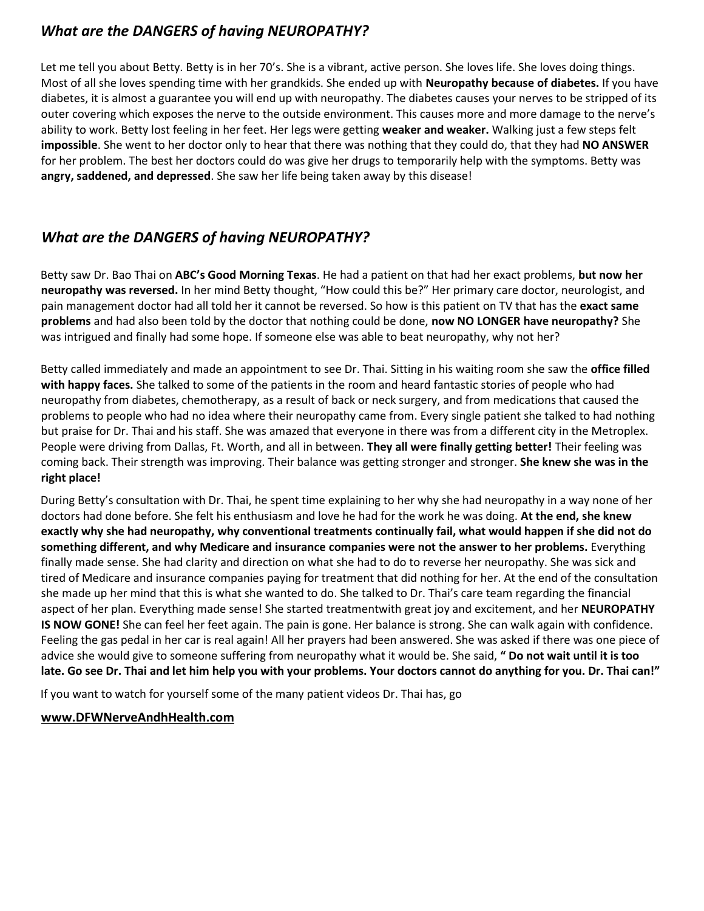## *What are the DANGERS of having NEUROPATHY?*

Let me tell you about Betty. Betty is in her 70's. She is a vibrant, active person. She loves life. She loves doing things. Most of all she loves spending time with her grandkids. She ended up with **Neuropathy because of diabetes.** If you have diabetes, it is almost a guarantee you will end up with neuropathy. The diabetes causes your nerves to be stripped of its outer covering which exposes the nerve to the outside environment. This causes more and more damage to the nerve's ability to work. Betty lost feeling in her feet. Her legs were getting **weaker and weaker.** Walking just a few steps felt **impossible**. She went to her doctor only to hear that there was nothing that they could do, that they had **NO ANSWER** for her problem. The best her doctors could do was give her drugs to temporarily help with the symptoms. Betty was **angry, saddened, and depressed**. She saw her life being taken away by this disease!

## *What are the DANGERS of having NEUROPATHY?*

Betty saw Dr. Bao Thai on **ABC's Good Morning Texas**. He had a patient on that had her exact problems, **but now her neuropathy was reversed.** In her mind Betty thought, "How could this be?" Her primary care doctor, neurologist, and pain management doctor had all told her it cannot be reversed. So how is this patient on TV that has the **exact same problems** and had also been told by the doctor that nothing could be done, **now NO LONGER have neuropathy?** She was intrigued and finally had some hope. If someone else was able to beat neuropathy, why not her?

Betty called immediately and made an appointment to see Dr. Thai. Sitting in his waiting room she saw the **office filled with happy faces.** She talked to some of the patients in the room and heard fantastic stories of people who had neuropathy from diabetes, chemotherapy, as a result of back or neck surgery, and from medications that caused the problems to people who had no idea where their neuropathy came from. Every single patient she talked to had nothing but praise for Dr. Thai and his staff. She was amazed that everyone in there was from a different city in the Metroplex. People were driving from Dallas, Ft. Worth, and all in between. **They all were finally getting better!** Their feeling was coming back. Their strength was improving. Their balance was getting stronger and stronger. **She knew she was in the right place!**

During Betty's consultation with Dr. Thai, he spent time explaining to her why she had neuropathy in a way none of her doctors had done before. She felt his enthusiasm and love he had for the work he was doing. **At the end, she knew exactly why she had neuropathy, why conventional treatments continually fail, what would happen if she did not do something different, and why Medicare and insurance companies were not the answer to her problems.** Everything finally made sense. She had clarity and direction on what she had to do to reverse her neuropathy. She was sick and tired of Medicare and insurance companies paying for treatment that did nothing for her. At the end of the consultation she made up her mind that this is what she wanted to do. She talked to Dr. Thai's care team regarding the financial aspect of her plan. Everything made sense! She started treatmentwith great joy and excitement, and her **NEUROPATHY IS NOW GONE!** She can feel her feet again. The pain is gone. Her balance is strong. She can walk again with confidence. Feeling the gas pedal in her car is real again! All her prayers had been answered. She was asked if there was one piece of advice she would give to someone suffering from neuropathy what it would be. She said, **" Do not wait until it is too late. Go see Dr. Thai and let him help you with your problems. Your doctors cannot do anything for you. Dr. Thai can!"**

If you want to watch for yourself some of the many patient videos Dr. Thai has, go

**www.DFWNerveAndhHealth.com**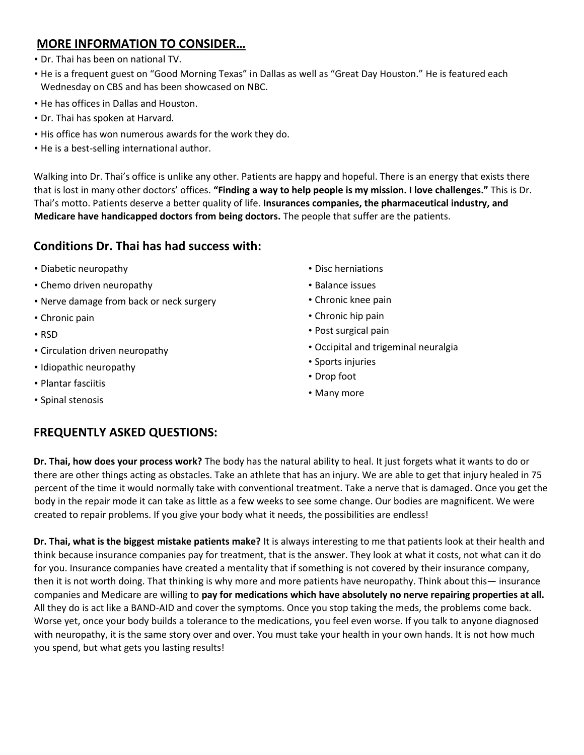## MORE INFORMATION TO CONSIDER…

- Dr. Thai has been on national TV.
- He is a frequent guest on "Good Morning Texas" in Dallas as well as "Great Day Houston." He is featured each Wednesday on CBS and has been showcased on NBC.
- He has offices in Dallas and Houston.
- Dr. Thai has spoken at Harvard.
- His office has won numerous awards for the work they do.
- He is a best-selling international author.

Walking into Dr. Thai's office is unlike any other. Patients are happy and hopeful. There is an energy that exists there that is lost in many other doctors' offices. **"Finding a way to help people is my mission. I love challenges."** This is Dr. Thai's motto. Patients deserve a better quality of life. **Insurances companies, the pharmaceutical industry, and Medicare have handicapped doctors from being doctors.** The people that suffer are the patients.

## Conditions Dr. Thai has had success with:

- Diabetic neuropathy
- Chemo driven neuropathy
- Nerve damage from back or neck surgery
- Chronic pain
- RSD
- Circulation driven neuropathy
- Idiopathic neuropathy
- Plantar fasciitis
- Spinal stenosis
- Disc herniations
- Balance issues
- Chronic knee pain
- Chronic hip pain
- Post surgical pain
- Occipital and trigeminal neuralgia
- Sports injuries
- Drop foot
- Many more

## FREQUENTLY ASKED QUESTIONS:

**Dr. Thai, how does your process work?** The body has the natural ability to heal. It just forgets what it wants to do or there are other things acting as obstacles. Take an athlete that has an injury. We are able to get that injury healed in 75 percent of the time it would normally take with conventional treatment. Take a nerve that is damaged. Once you get the body in the repair mode it can take as little as a few weeks to see some change. Our bodies are magnificent. We were created to repair problems. If you give your body what it needs, the possibilities are endless!

**Dr. Thai, what is the biggest mistake patients make?** It is always interesting to me that patients look at their health and think because insurance companies pay for treatment, that is the answer. They look at what it costs, not what can it do for you. Insurance companies have created a mentality that if something is not covered by their insurance company, then it is not worth doing. That thinking is why more and more patients have neuropathy. Think about this— insurance companies and Medicare are willing to **pay for medications which have absolutely no nerve repairing properties at all.** All they do is act like a BAND-AID and cover the symptoms. Once you stop taking the meds, the problems come back. Worse yet, once your body builds a tolerance to the medications, you feel even worse. If you talk to anyone diagnosed with neuropathy, it is the same story over and over. You must take your health in your own hands. It is not how much you spend, but what gets you lasting results!